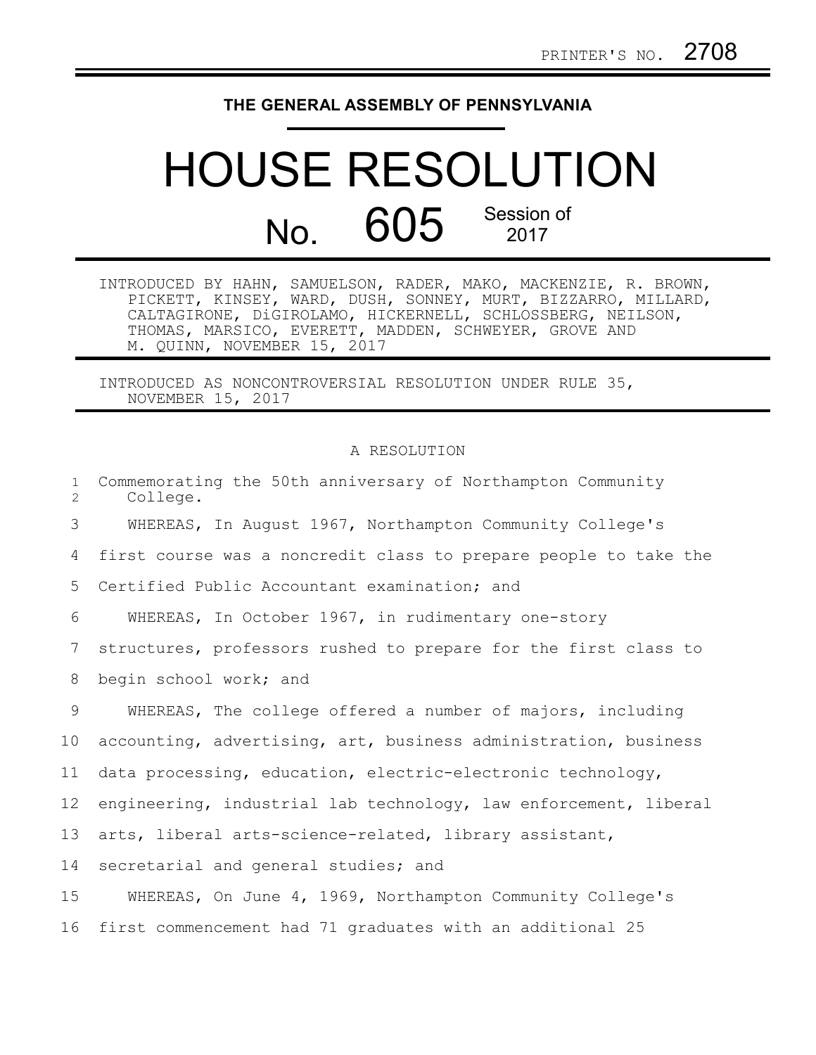PRINTER'S NO. 2708

THE GENERAL ASSEMBLY OF PENNSYLVANIA

# HOUSE RESOLUTION

## No. 605 Session of 2017

INTRODUCED BY HAHN, SAMUELSON, RADER, MAKO, MACKENZIE, R. BROWN, PICKETT, KINSEY, WARD, DUSH, SONNEY, MURT, BIZZARRO, MILLARD, CALTAGIRONE, DiGIROLAMO, HICKERNELL, SCHLOSSBERG, NEILSON, THOMAS, MARSICO, EVERETT, MADDEN, SCHWEYER, GROVE AND M. QUINN, NOVEMBER 15, 2017

INTRODUCED AS NONCONTROVERSIAL RESOLUTION UNDER RULE 35, NOVEMBER 15, 2017

A RESOLUTION

Commemorating the 50th anniversary of Northampton Community College.

WHEREAS, In August 1967, Northampton Community College's first course was a noncredit class to prepare people to take the Certified Public Accountant examination; and

WHEREAS, In October 1967, in rudimentary one-story structures, professors rushed to prepare for the first class to begin school work; and

WHEREAS, The college offered a number of majors, including accounting, advertising, art, business administration, business data processing, education, electric-electronic technology, engineering, industrial lab technology, law enforcement, liberal arts, liberal arts-science-related, library assistant, secretarial and general studies; and

WHEREAS, On June 4, 1969, Northampton Community College's first commencement had 71 graduates with an additional 25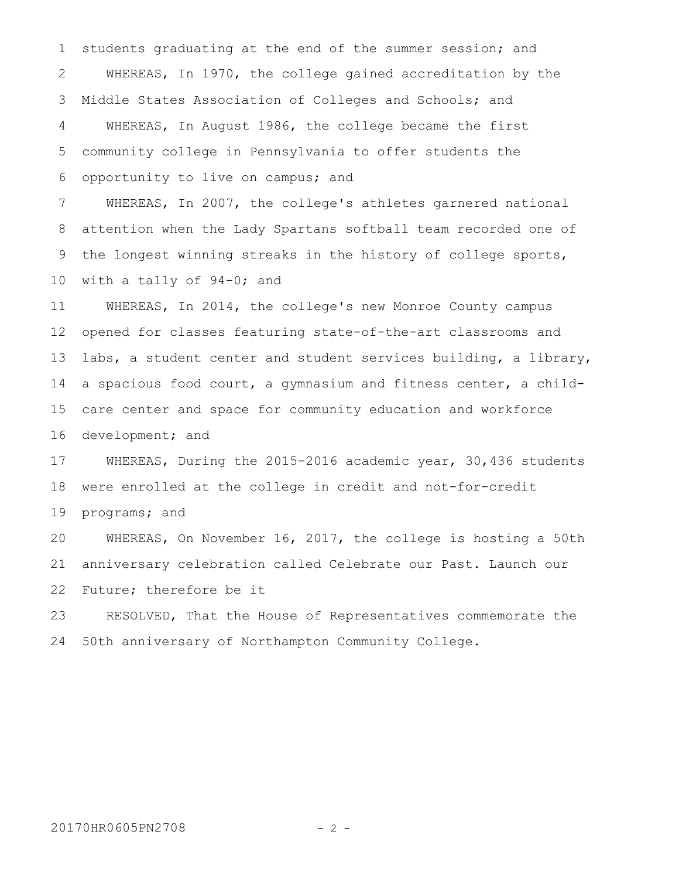students graduating at the end of the summer session; and

WHEREAS, In 1970, the college gained accreditation by the Middle States Association of Colleges and Schools; and

WHEREAS, In August 1986, the college became the first community college in Pennsylvania to offer students the opportunity to live on campus; and

WHEREAS, In 2007, the college's athletes garnered national attention when the Lady Spartans softball team recorded one of the longest winning streaks in the history of college sports, with a tally of 94-0; and

WHEREAS, In 2014, the college's new Monroe County campus opened for classes featuring state-of-the-art classrooms and labs, a student center and student services building, a library, a spacious food court, a gymnasium and fitness center, a child-care center and space for community education and workforce development; and

WHEREAS, During the 2015-2016 academic year, 30,436 students were enrolled at the college in credit and not-for-credit programs; and

WHEREAS, On November 16, 2017, the college is hosting a 50th anniversary celebration called Celebrate our Past. Launch our Future; therefore be it

RESOLVED, That the House of Representatives commemorate the 50th anniversary of Northampton Community College.